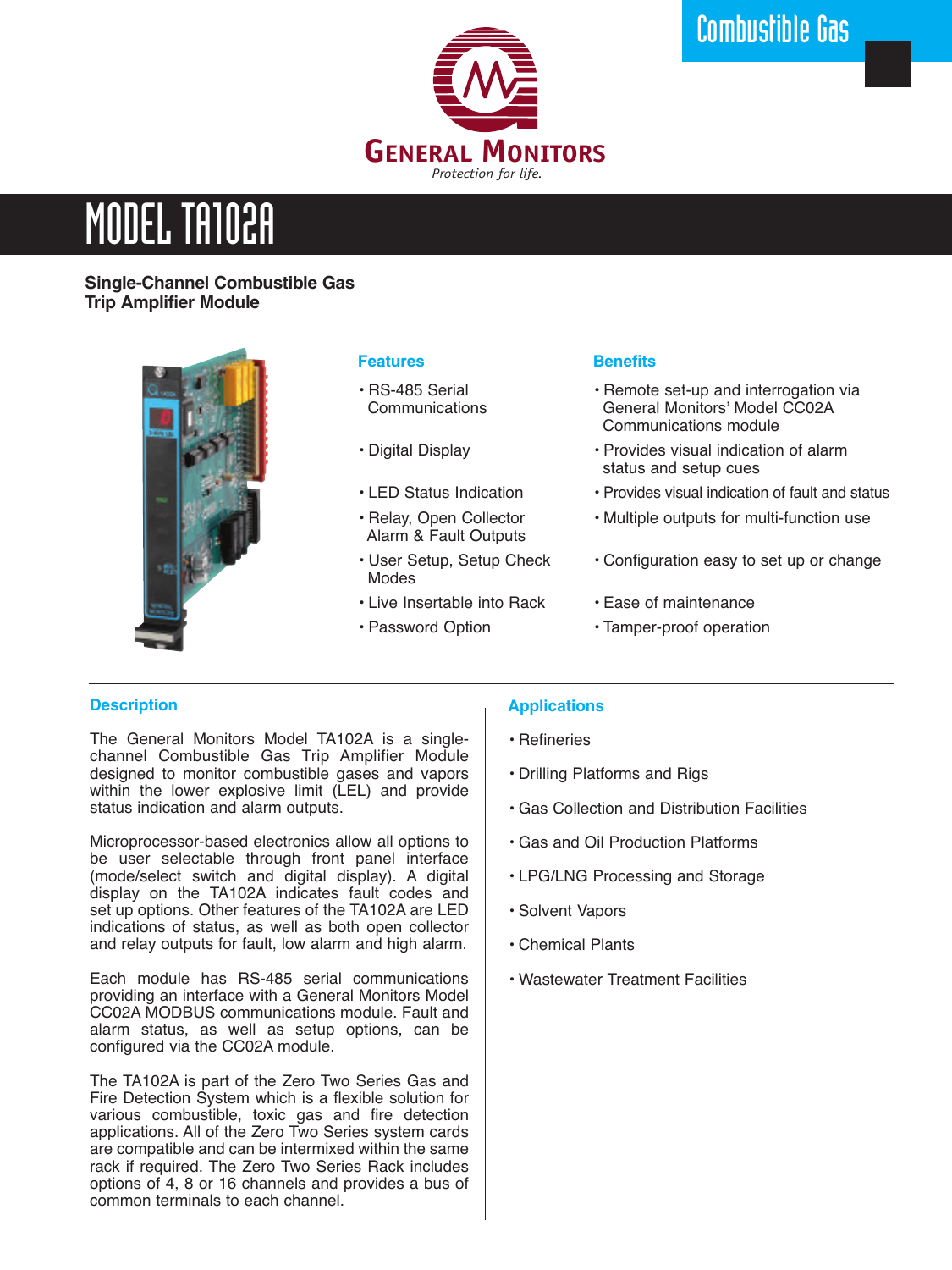Combustible Gas

GENERAL MONITORS

*Protection for life.*

# MODEL TA102A

**Single-Channel Combustible Gas Trip Amplifier Module**

| Features | Benefits |
|---|---|
| • RS-485 Serial Communications | • Remote set-up and interrogation via General Monitors' Model CC02A Communications module |
| • Digital Display | • Provides visual indication of alarm status and setup cues |
| • LED Status Indication | • Provides visual indication of fault and status |
| • Relay, Open Collector Alarm & Fault Outputs | • Multiple outputs for multi-function use |
| • User Setup, Setup Check Modes | • Configuration easy to set up or change |
| • Live Insertable into Rack | • Ease of maintenance |
| • Password Option | • Tamper-proof operation |

## Description

The General Monitors Model TA102A is a single-channel Combustible Gas Trip Amplifier Module designed to monitor combustible gases and vapors within the lower explosive limit (LEL) and provide status indication and alarm outputs.

Microprocessor-based electronics allow all options to be user selectable through front panel interface (mode/select switch and digital display). A digital display on the TA102A indicates fault codes and set up options. Other features of the TA102A are LED indications of status, as well as both open collector and relay outputs for fault, low alarm and high alarm.

Each module has RS-485 serial communications providing an interface with a General Monitors Model CC02A MODBUS communications module. Fault and alarm status, as well as setup options, can be configured via the CC02A module.

The TA102A is part of the Zero Two Series Gas and Fire Detection System which is a flexible solution for various combustible, toxic gas and fire detection applications. All of the Zero Two Series system cards are compatible and can be intermixed within the same rack if required. The Zero Two Series Rack includes options of 4, 8 or 16 channels and provides a bus of common terminals to each channel.

## Applications

- Refineries
- Drilling Platforms and Rigs
- Gas Collection and Distribution Facilities
- Gas and Oil Production Platforms
- LPG/LNG Processing and Storage
- Solvent Vapors
- Chemical Plants
- Wastewater Treatment Facilities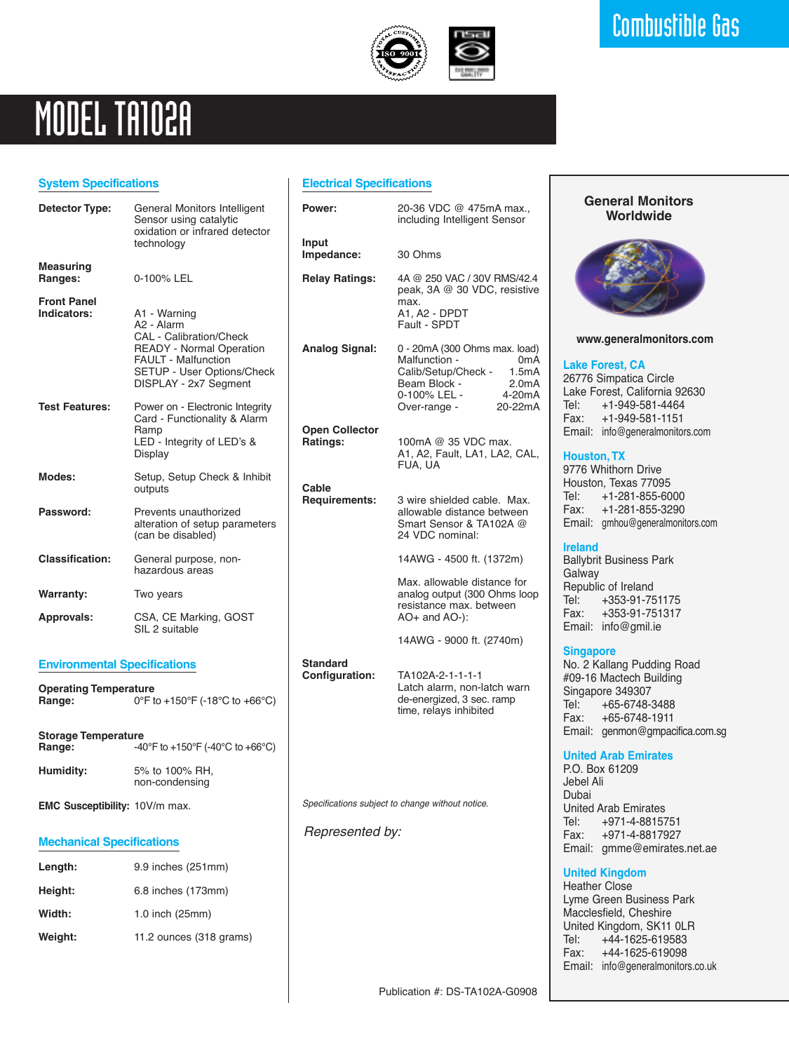# Combustible Gas

# MODEL TA102A

## System Specifications

| | |
|---|---|
| **Detector Type:** | General Monitors Intelligent Sensor using catalytic oxidation or infrared detector technology |
| **Measuring Ranges:** | 0-100% LEL |
| **Front Panel Indicators:** | A1 - Warning<br>A2 - Alarm<br>CAL - Calibration/Check<br>READY - Normal Operation<br>FAULT - Malfunction<br>SETUP - User Options/Check<br>DISPLAY - 2x7 Segment |
| **Test Features:** | Power on - Electronic Integrity<br>Card - Functionality & Alarm Ramp<br>LED - Integrity of LED's & Display |
| **Modes:** | Setup, Setup Check & Inhibit outputs |
| **Password:** | Prevents unauthorized alteration of setup parameters (can be disabled) |
| **Classification:** | General purpose, non-hazardous areas |
| **Warranty:** | Two years |
| **Approvals:** | CSA, CE Marking, GOST<br>SIL 2 suitable |

## Environmental Specifications

| | |
|---|---|
| **Operating Temperature Range:** | 0°F to +150°F (-18°C to +66°C) |
| **Storage Temperature Range:** | -40°F to +150°F (-40°C to +66°C) |
| **Humidity:** | 5% to 100% RH, non-condensing |
| **EMC Susceptibility:** | 10V/m max. |

## Mechanical Specifications

| | |
|---|---|
| **Length:** | 9.9 inches (251mm) |
| **Height:** | 6.8 inches (173mm) |
| **Width:** | 1.0 inch (25mm) |
| **Weight:** | 11.2 ounces (318 grams) |

## Electrical Specifications

| | |
|---|---|
| **Power:** | 20-36 VDC @ 475mA max., including Intelligent Sensor |
| **Input Impedance:** | 30 Ohms |
| **Relay Ratings:** | 4A @ 250 VAC / 30V RMS/42.4 peak, 3A @ 30 VDC, resistive max.<br>A1, A2 - DPDT<br>Fault - SPDT |
| **Analog Signal:** | 0 - 20mA (300 Ohms max. load)<br>Malfunction - 0mA<br>Calib/Setup/Check - 1.5mA<br>Beam Block - 2.0mA<br>0-100% LEL - 4-20mA<br>Over-range - 20-22mA |
| **Open Collector Ratings:** | 100mA @ 35 VDC max.<br>A1, A2, Fault, LA1, LA2, CAL, FUA, UA |
| **Cable Requirements:** | 3 wire shielded cable. Max. allowable distance between Smart Sensor & TA102A @ 24 VDC nominal:<br><br>14AWG - 4500 ft. (1372m)<br><br>Max. allowable distance for analog output (300 Ohms loop resistance max. between AO+ and AO-):<br><br>14AWG - 9000 ft. (2740m) |
| **Standard Configuration:** | TA102A-2-1-1-1-1<br>Latch alarm, non-latch warn de-energized, 3 sec. ramp time, relays inhibited |

*Specifications subject to change without notice.*

*Represented by:*

Publication #: DS-TA102A-G0908

## General Monitors Worldwide

**www.generalmonitors.com**

**Lake Forest, CA**
26776 Simpatica Circle
Lake Forest, California 92630
Tel: +1-949-581-4464
Fax: +1-949-581-1151
Email: info@generalmonitors.com

**Houston, TX**
9776 Whithorn Drive
Houston, Texas 77095
Tel: +1-281-855-6000
Fax: +1-281-855-3290
Email: gmhou@generalmonitors.com

**Ireland**
Ballybrit Business Park
Galway
Republic of Ireland
Tel: +353-91-751175
Fax: +353-91-751317
Email: info@gmil.ie

**Singapore**
No. 2 Kallang Pudding Road
#09-16 Mactech Building
Singapore 349307
Tel: +65-6748-3488
Fax: +65-6748-1911
Email: genmon@gmpacifica.com.sg

**United Arab Emirates**
P.O. Box 61209
Jebel Ali
Dubai
United Arab Emirates
Tel: +971-4-8815751
Fax: +971-4-8817927
Email: gmme@emirates.net.ae

**United Kingdom**
Heather Close
Lyme Green Business Park
Macclesfield, Cheshire
United Kingdom, SK11 0LR
Tel: +44-1625-619583
Fax: +44-1625-619098
Email: info@generalmonitors.co.uk